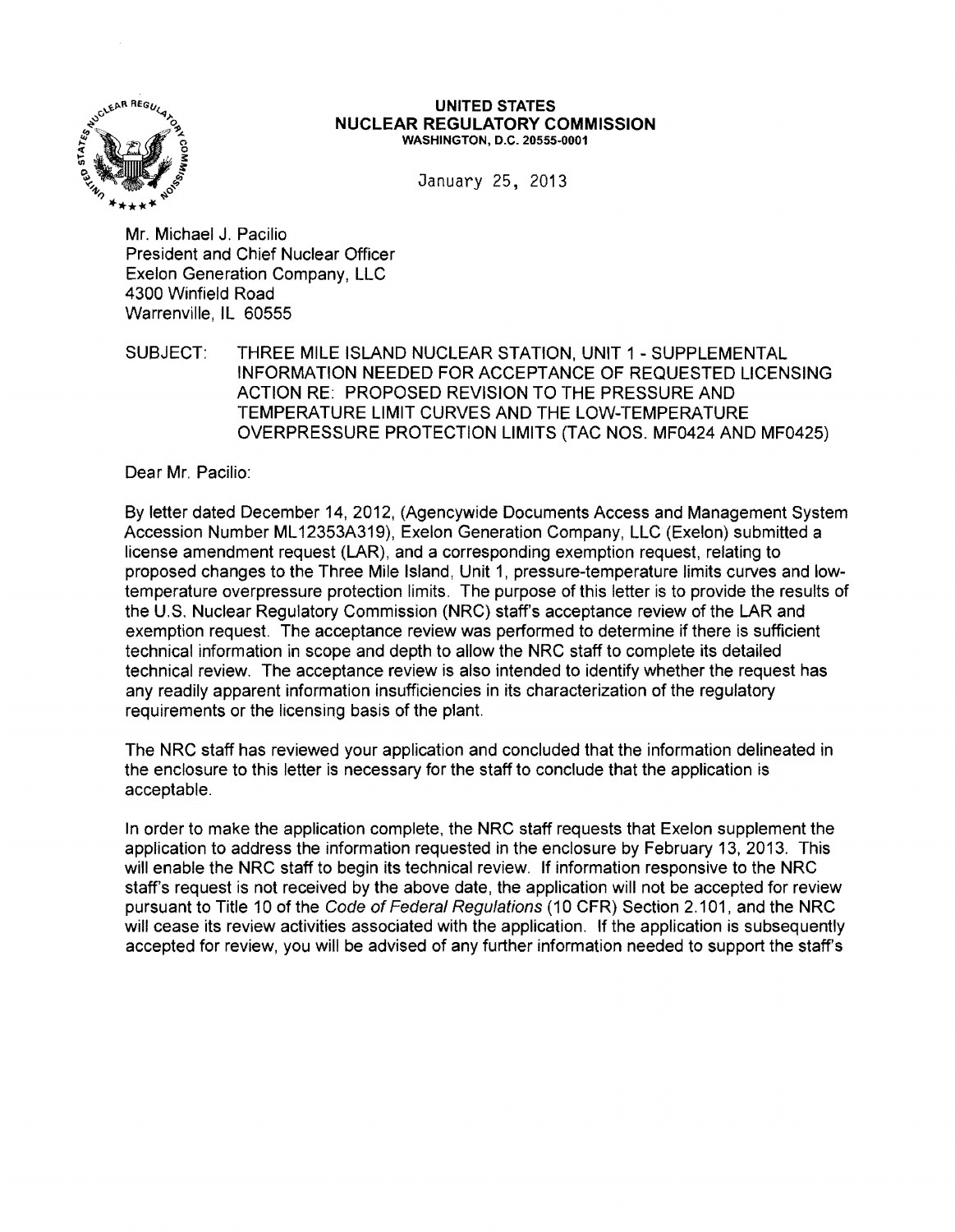**UNITED STATES**
**NUCLEAR REGULATORY COMMISSION**
**WASHINGTON, D.C. 20555-0001**

January 25, 2013

Mr. Michael J. Pacilio
President and Chief Nuclear Officer
Exelon Generation Company, LLC
4300 Winfield Road
Warrenville, IL 60555

SUBJECT: THREE MILE ISLAND NUCLEAR STATION, UNIT 1 - SUPPLEMENTAL INFORMATION NEEDED FOR ACCEPTANCE OF REQUESTED LICENSING ACTION RE: PROPOSED REVISION TO THE PRESSURE AND TEMPERATURE LIMIT CURVES AND THE LOW-TEMPERATURE OVERPRESSURE PROTECTION LIMITS (TAC NOS. MF0424 AND MF0425)

Dear Mr. Pacilio:

By letter dated December 14, 2012, (Agencywide Documents Access and Management System Accession Number ML12353A319), Exelon Generation Company, LLC (Exelon) submitted a license amendment request (LAR), and a corresponding exemption request, relating to proposed changes to the Three Mile Island, Unit 1, pressure-temperature limits curves and low-temperature overpressure protection limits. The purpose of this letter is to provide the results of the U.S. Nuclear Regulatory Commission (NRC) staff's acceptance review of the LAR and exemption request. The acceptance review was performed to determine if there is sufficient technical information in scope and depth to allow the NRC staff to complete its detailed technical review. The acceptance review is also intended to identify whether the request has any readily apparent information insufficiencies in its characterization of the regulatory requirements or the licensing basis of the plant.

The NRC staff has reviewed your application and concluded that the information delineated in the enclosure to this letter is necessary for the staff to conclude that the application is acceptable.

In order to make the application complete, the NRC staff requests that Exelon supplement the application to address the information requested in the enclosure by February 13, 2013. This will enable the NRC staff to begin its technical review. If information responsive to the NRC staff's request is not received by the above date, the application will not be accepted for review pursuant to Title 10 of the *Code of Federal Regulations* (10 CFR) Section 2.101, and the NRC will cease its review activities associated with the application. If the application is subsequently accepted for review, you will be advised of any further information needed to support the staff's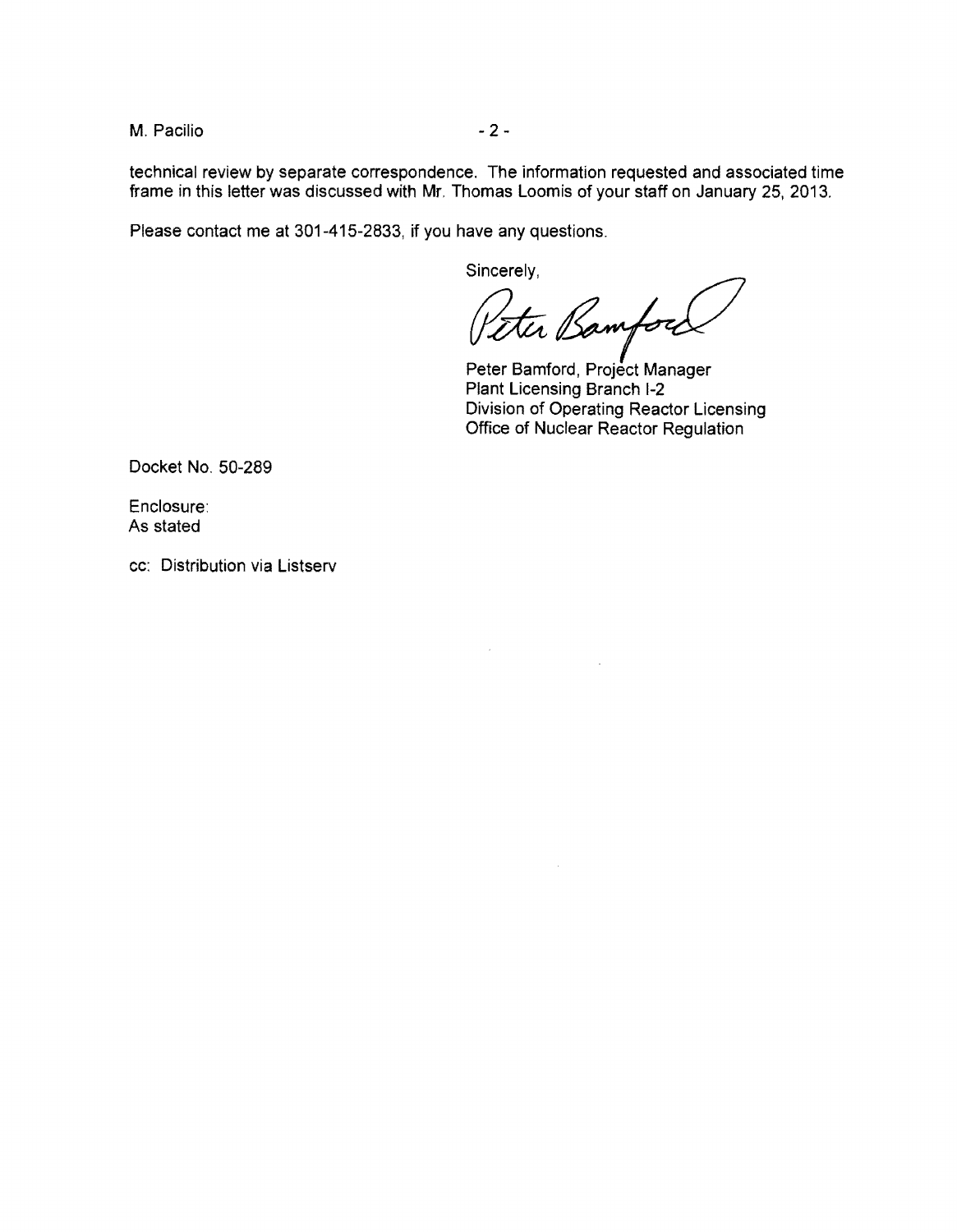technical review by separate correspondence. The information requested and associated time frame in this letter was discussed with Mr. Thomas Loomis of your staff on January 25, 2013.

Please contact me at 301-415-2833, if you have any questions.

Sincerely,

Peter Bamford

Peter Bamford, Project Manager
Plant Licensing Branch I-2
Division of Operating Reactor Licensing
Office of Nuclear Reactor Regulation

Docket No. 50-289

Enclosure:
As stated

cc: Distribution via Listserv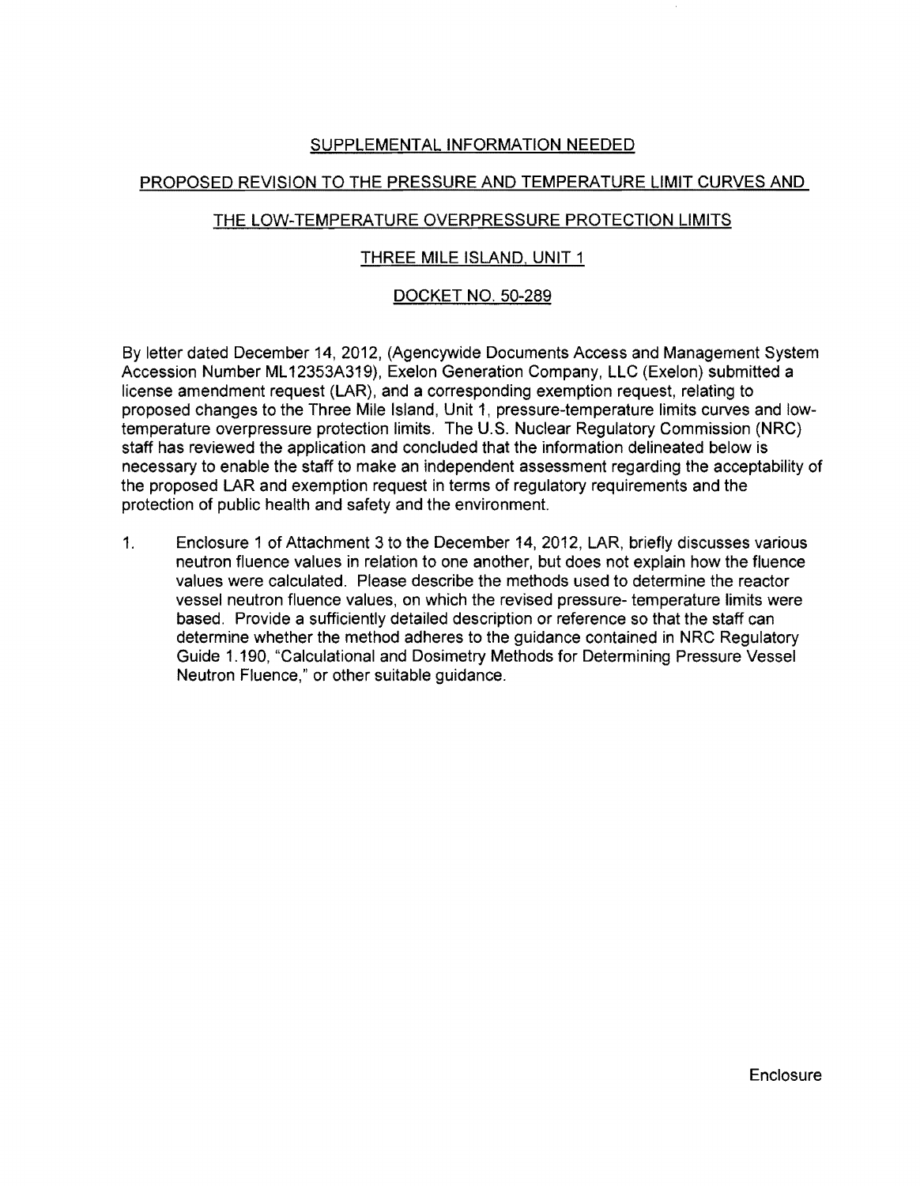## SUPPLEMENTAL INFORMATION NEEDED

## PROPOSED REVISION TO THE PRESSURE AND TEMPERATURE LIMIT CURVES AND

## THE LOW-TEMPERATURE OVERPRESSURE PROTECTION LIMITS

## THREE MILE ISLAND, UNIT 1

## DOCKET NO. 50-289

By letter dated December 14, 2012, (Agencywide Documents Access and Management System Accession Number ML12353A319), Exelon Generation Company, LLC (Exelon) submitted a license amendment request (LAR), and a corresponding exemption request, relating to proposed changes to the Three Mile Island, Unit 1, pressure-temperature limits curves and low-temperature overpressure protection limits. The U.S. Nuclear Regulatory Commission (NRC) staff has reviewed the application and concluded that the information delineated below is necessary to enable the staff to make an independent assessment regarding the acceptability of the proposed LAR and exemption request in terms of regulatory requirements and the protection of public health and safety and the environment.

1. Enclosure 1 of Attachment 3 to the December 14, 2012, LAR, briefly discusses various neutron fluence values in relation to one another, but does not explain how the fluence values were calculated. Please describe the methods used to determine the reactor vessel neutron fluence values, on which the revised pressure- temperature limits were based. Provide a sufficiently detailed description or reference so that the staff can determine whether the method adheres to the guidance contained in NRC Regulatory Guide 1.190, "Calculational and Dosimetry Methods for Determining Pressure Vessel Neutron Fluence," or other suitable guidance.

Enclosure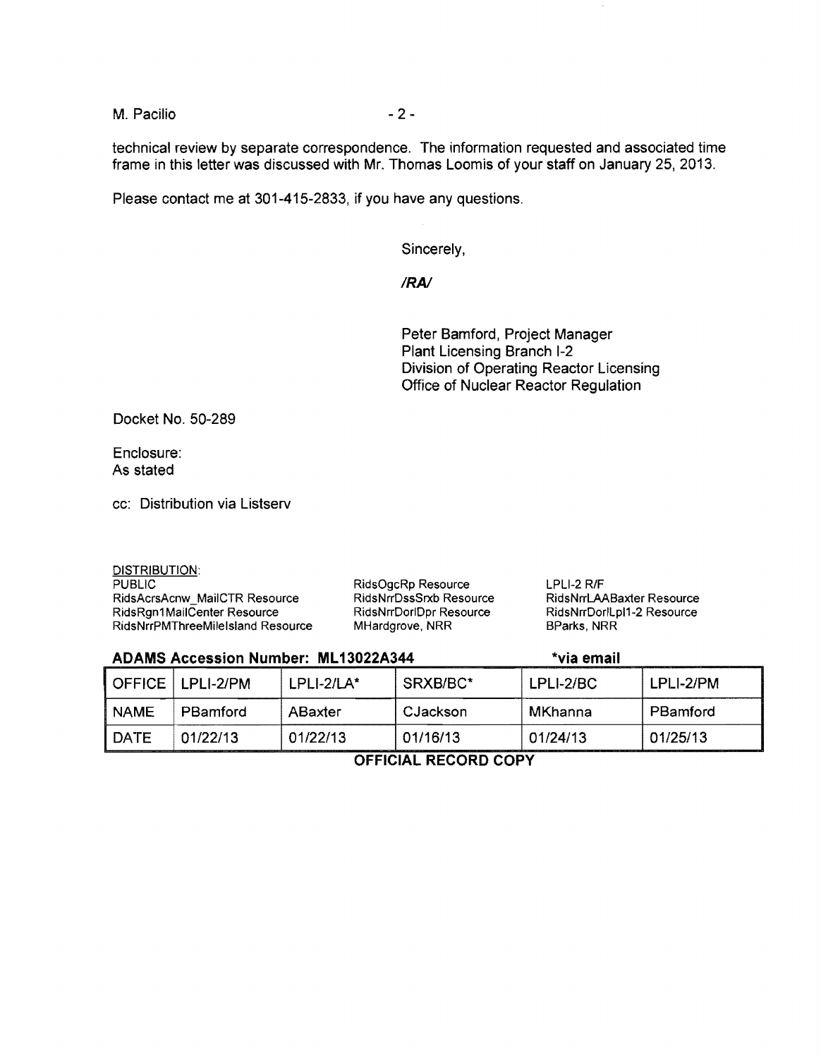technical review by separate correspondence. The information requested and associated time frame in this letter was discussed with Mr. Thomas Loomis of your staff on January 25, 2013.

Please contact me at 301-415-2833, if you have any questions.

Sincerely,

*/RA/*

Peter Bamford, Project Manager
Plant Licensing Branch I-2
Division of Operating Reactor Licensing
Office of Nuclear Reactor Regulation

Docket No. 50-289

Enclosure:
As stated

cc: Distribution via Listserv

DISTRIBUTION:
PUBLIC
RidsAcrsAcnw_MailCTR Resource
RidsRgn1MailCenter Resource
RidsNrrPMThreeMileIsland Resource
RidsOgcRp Resource
RidsNrrDssSrxb Resource
RidsNrrDorlDpr Resource
MHardgrove, NRR
LPLI-2 R/F
RidsNrrLAABaxter Resource
RidsNrrDorlLpl1-2 Resource
BParks, NRR

**ADAMS Accession Number: ML13022A344** **\*via email**

| OFFICE | LPLI-2/PM | LPLI-2/LA* | SRXB/BC* | LPLI-2/BC | LPLI-2/PM |
|---|---|---|---|---|---|
| NAME | PBamford | ABaxter | CJackson | MKhanna | PBamford |
| DATE | 01/22/13 | 01/22/13 | 01/16/13 | 01/24/13 | 01/25/13 |

**OFFICIAL RECORD COPY**